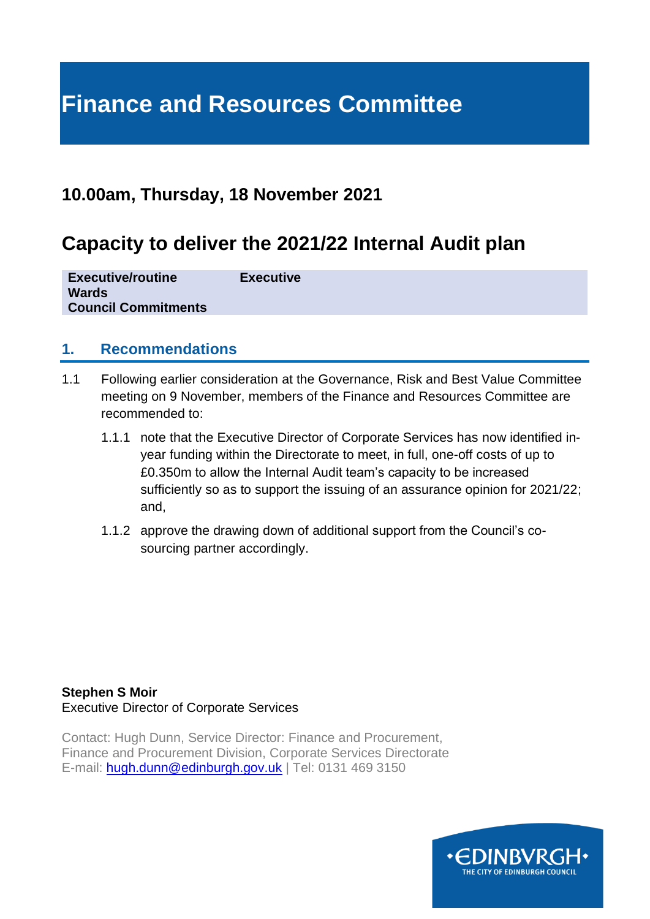# Finance and Resources Committee

## 10.00am, Thursday, 18 November 2021

## Capacity to deliver the 2021/22 Internal Audit plan

| **Executive/routine** | **Executive** |
|---|---|
| **Wards** | |
| **Council Commitments** | |

### 1. Recommendations

1.1 Following earlier consideration at the Governance, Risk and Best Value Committee meeting on 9 November, members of the Finance and Resources Committee are recommended to:

1.1.1 note that the Executive Director of Corporate Services has now identified in-year funding within the Directorate to meet, in full, one-off costs of up to £0.350m to allow the Internal Audit team's capacity to be increased sufficiently so as to support the issuing of an assurance opinion for 2021/22; and,

1.1.2 approve the drawing down of additional support from the Council's co-sourcing partner accordingly.

**Stephen S Moir**
Executive Director of Corporate Services

Contact: Hugh Dunn, Service Director: Finance and Procurement,
Finance and Procurement Division, Corporate Services Directorate
E-mail: hugh.dunn@edinburgh.gov.uk | Tel: 0131 469 3150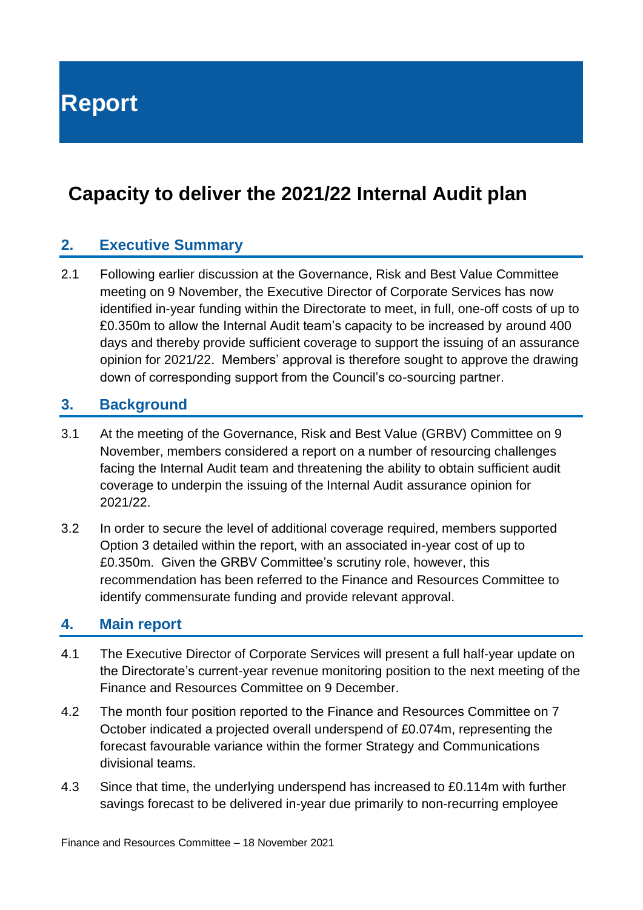# Report

## Capacity to deliver the 2021/22 Internal Audit plan

### 2. Executive Summary

2.1 Following earlier discussion at the Governance, Risk and Best Value Committee meeting on 9 November, the Executive Director of Corporate Services has now identified in-year funding within the Directorate to meet, in full, one-off costs of up to £0.350m to allow the Internal Audit team's capacity to be increased by around 400 days and thereby provide sufficient coverage to support the issuing of an assurance opinion for 2021/22. Members' approval is therefore sought to approve the drawing down of corresponding support from the Council's co-sourcing partner.

### 3. Background

3.1 At the meeting of the Governance, Risk and Best Value (GRBV) Committee on 9 November, members considered a report on a number of resourcing challenges facing the Internal Audit team and threatening the ability to obtain sufficient audit coverage to underpin the issuing of the Internal Audit assurance opinion for 2021/22.

3.2 In order to secure the level of additional coverage required, members supported Option 3 detailed within the report, with an associated in-year cost of up to £0.350m. Given the GRBV Committee's scrutiny role, however, this recommendation has been referred to the Finance and Resources Committee to identify commensurate funding and provide relevant approval.

### 4. Main report

4.1 The Executive Director of Corporate Services will present a full half-year update on the Directorate's current-year revenue monitoring position to the next meeting of the Finance and Resources Committee on 9 December.

4.2 The month four position reported to the Finance and Resources Committee on 7 October indicated a projected overall underspend of £0.074m, representing the forecast favourable variance within the former Strategy and Communications divisional teams.

4.3 Since that time, the underlying underspend has increased to £0.114m with further savings forecast to be delivered in-year due primarily to non-recurring employee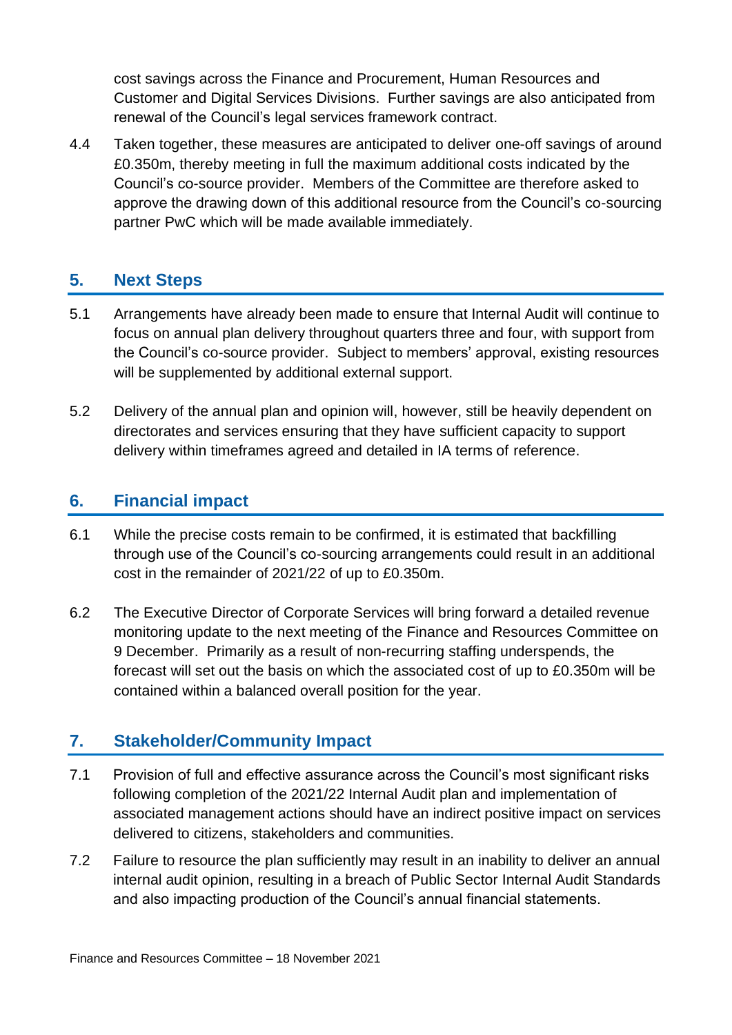cost savings across the Finance and Procurement, Human Resources and Customer and Digital Services Divisions. Further savings are also anticipated from renewal of the Council's legal services framework contract.

4.4 Taken together, these measures are anticipated to deliver one-off savings of around £0.350m, thereby meeting in full the maximum additional costs indicated by the Council's co-source provider. Members of the Committee are therefore asked to approve the drawing down of this additional resource from the Council's co-sourcing partner PwC which will be made available immediately.

## 5. Next Steps

5.1 Arrangements have already been made to ensure that Internal Audit will continue to focus on annual plan delivery throughout quarters three and four, with support from the Council's co-source provider. Subject to members' approval, existing resources will be supplemented by additional external support.

5.2 Delivery of the annual plan and opinion will, however, still be heavily dependent on directorates and services ensuring that they have sufficient capacity to support delivery within timeframes agreed and detailed in IA terms of reference.

## 6. Financial impact

6.1 While the precise costs remain to be confirmed, it is estimated that backfilling through use of the Council's co-sourcing arrangements could result in an additional cost in the remainder of 2021/22 of up to £0.350m.

6.2 The Executive Director of Corporate Services will bring forward a detailed revenue monitoring update to the next meeting of the Finance and Resources Committee on 9 December. Primarily as a result of non-recurring staffing underspends, the forecast will set out the basis on which the associated cost of up to £0.350m will be contained within a balanced overall position for the year.

## 7. Stakeholder/Community Impact

7.1 Provision of full and effective assurance across the Council's most significant risks following completion of the 2021/22 Internal Audit plan and implementation of associated management actions should have an indirect positive impact on services delivered to citizens, stakeholders and communities.

7.2 Failure to resource the plan sufficiently may result in an inability to deliver an annual internal audit opinion, resulting in a breach of Public Sector Internal Audit Standards and also impacting production of the Council's annual financial statements.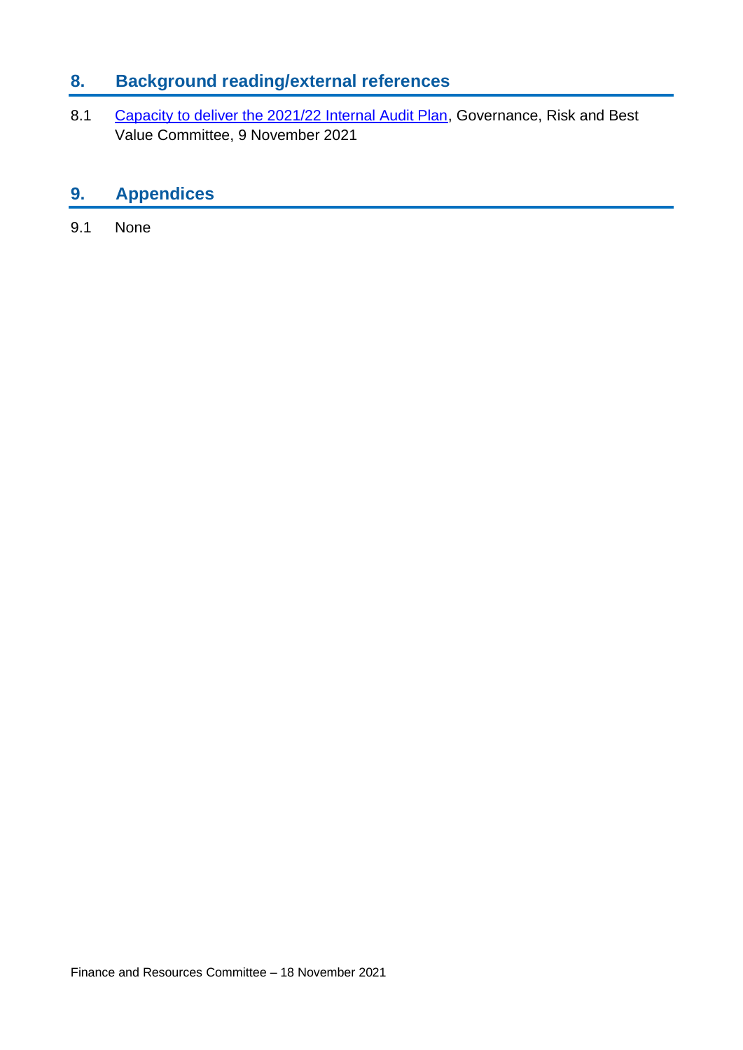## 8. Background reading/external references

8.1 Capacity to deliver the 2021/22 Internal Audit Plan, Governance, Risk and Best Value Committee, 9 November 2021

## 9. Appendices

9.1 None